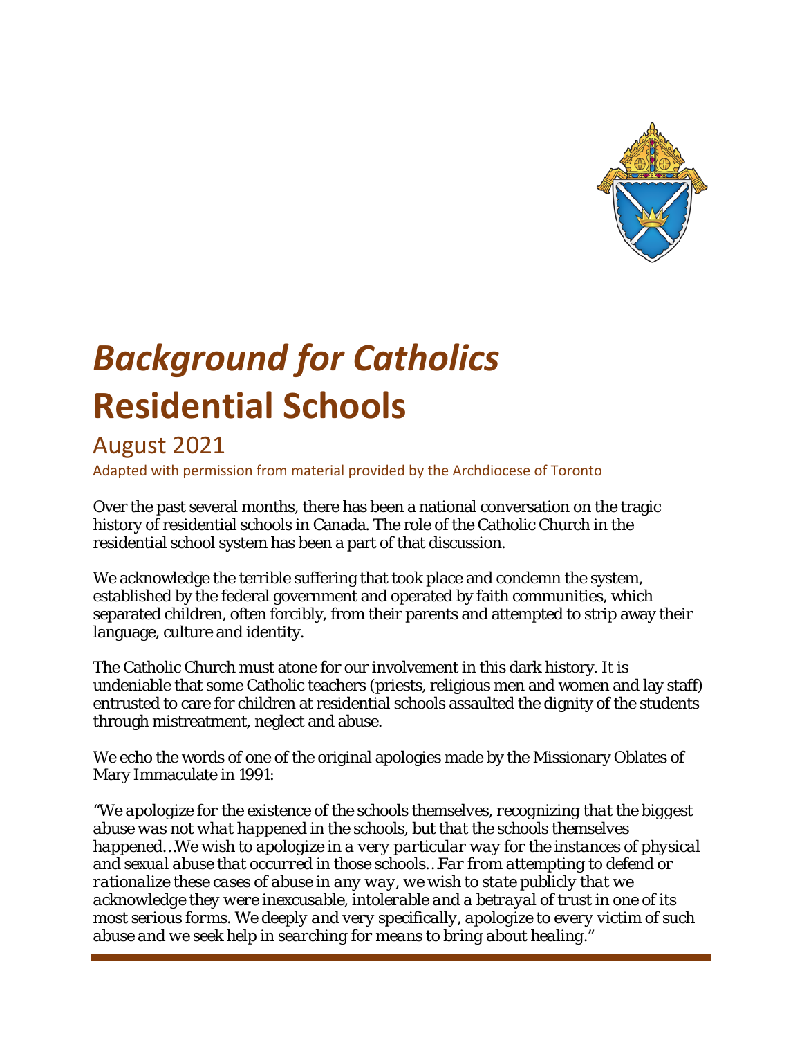# *Background for Catholics*
# Residential Schools

## August 2021

Adapted with permission from material provided by the Archdiocese of Toronto

Over the past several months, there has been a national conversation on the tragic history of residential schools in Canada. The role of the Catholic Church in the residential school system has been a part of that discussion.

We acknowledge the terrible suffering that took place and condemn the system, established by the federal government and operated by faith communities, which separated children, often forcibly, from their parents and attempted to strip away their language, culture and identity.

The Catholic Church must atone for our involvement in this dark history. It is undeniable that some Catholic teachers (priests, religious men and women and lay staff) entrusted to care for children at residential schools assaulted the dignity of the students through mistreatment, neglect and abuse.

We echo the words of one of the original apologies made by the Missionary Oblates of Mary Immaculate in 1991:

*"We apologize for the existence of the schools themselves, recognizing that the biggest abuse was not what happened in the schools, but that the schools themselves happened…We wish to apologize in a very particular way for the instances of physical and sexual abuse that occurred in those schools…Far from attempting to defend or rationalize these cases of abuse in any way, we wish to state publicly that we acknowledge they were inexcusable, intolerable and a betrayal of trust in one of its most serious forms. We deeply and very specifically, apologize to every victim of such abuse and we seek help in searching for means to bring about healing."*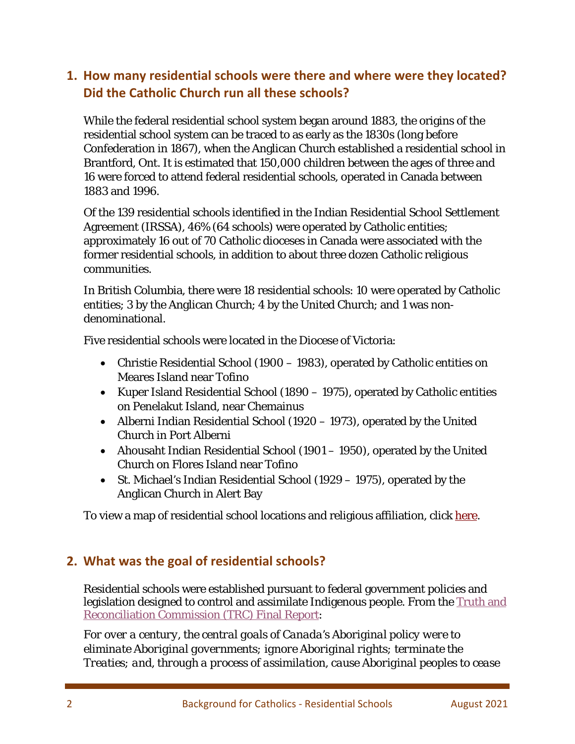## 1. How many residential schools were there and where were they located? Did the Catholic Church run all these schools?

While the federal residential school system began around 1883, the origins of the residential school system can be traced to as early as the 1830s (long before Confederation in 1867), when the Anglican Church established a residential school in Brantford, Ont. It is estimated that 150,000 children between the ages of three and 16 were forced to attend federal residential schools, operated in Canada between 1883 and 1996.

Of the 139 residential schools identified in the Indian Residential School Settlement Agreement (IRSSA), 46% (64 schools) were operated by Catholic entities; approximately 16 out of 70 Catholic dioceses in Canada were associated with the former residential schools, in addition to about three dozen Catholic religious communities.

In British Columbia, there were 18 residential schools: 10 were operated by Catholic entities; 3 by the Anglican Church; 4 by the United Church; and 1 was non-denominational.

Five residential schools were located in the Diocese of Victoria:

- Christie Residential School (1900 – 1983), operated by Catholic entities on Meares Island near Tofino
- Kuper Island Residential School (1890 – 1975), operated by Catholic entities on Penelakut Island, near Chemainus
- Alberni Indian Residential School (1920 – 1973), operated by the United Church in Port Alberni
- Ahousaht Indian Residential School (1901 – 1950), operated by the United Church on Flores Island near Tofino
- St. Michael's Indian Residential School (1929 – 1975), operated by the Anglican Church in Alert Bay

To view a map of residential school locations and religious affiliation, click here.

## 2. What was the goal of residential schools?

Residential schools were established pursuant to federal government policies and legislation designed to control and assimilate Indigenous people. From the Truth and Reconciliation Commission (TRC) Final Report:

*For over a century, the central goals of Canada's Aboriginal policy were to eliminate Aboriginal governments; ignore Aboriginal rights; terminate the Treaties; and, through a process of assimilation, cause Aboriginal peoples to cease*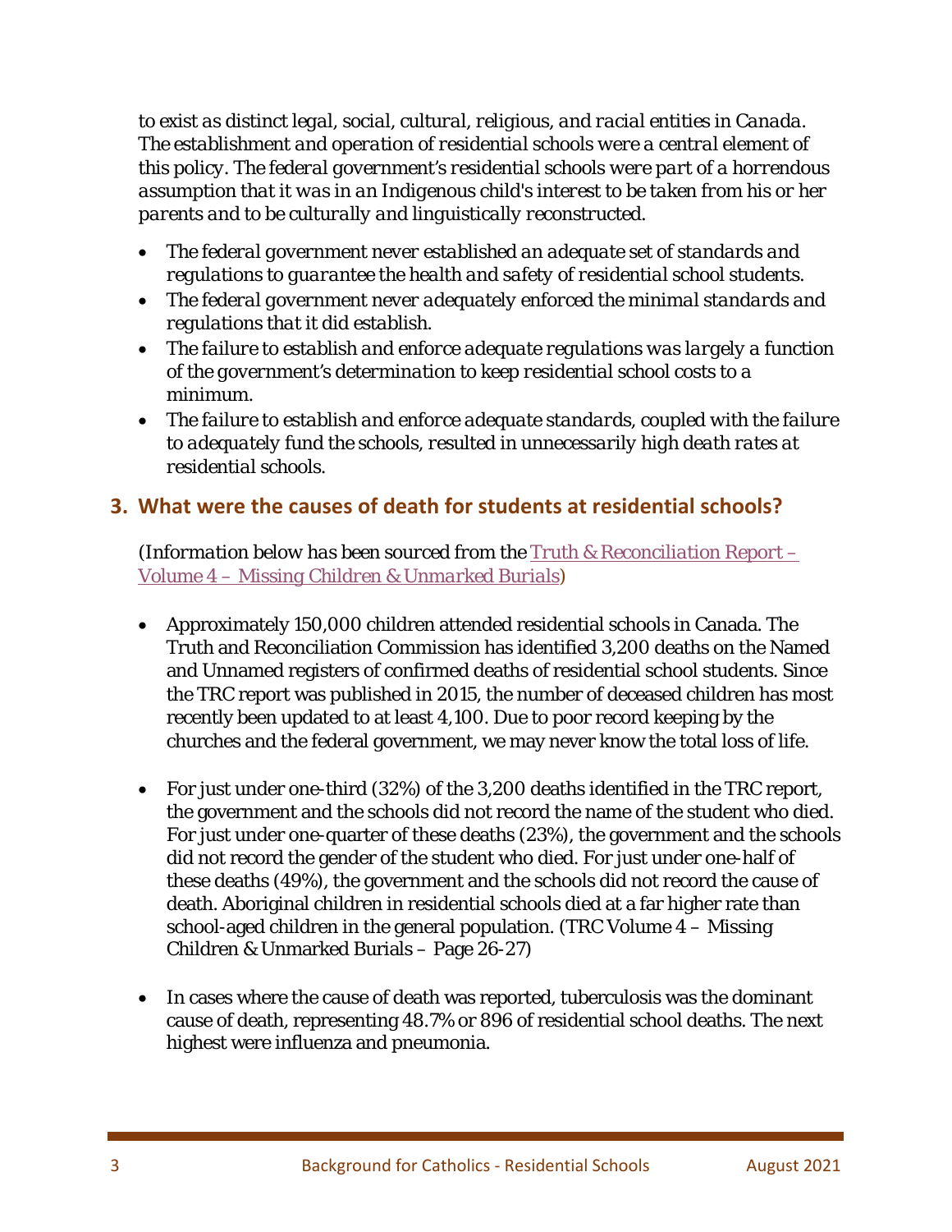*to exist as distinct legal, social, cultural, religious, and racial entities in Canada. The establishment and operation of residential schools were a central element of this policy. The federal government's residential schools were part of a horrendous assumption that it was in an Indigenous child's interest to be taken from his or her parents and to be culturally and linguistically reconstructed.*

- *The federal government never established an adequate set of standards and regulations to guarantee the health and safety of residential school students.*
- *The federal government never adequately enforced the minimal standards and regulations that it did establish.*
- *The failure to establish and enforce adequate regulations was largely a function of the government's determination to keep residential school costs to a minimum.*
- *The failure to establish and enforce adequate standards, coupled with the failure to adequately fund the schools, resulted in unnecessarily high death rates at residential schools.*

## 3. What were the causes of death for students at residential schools?

*(Information below has been sourced from the [Truth & Reconciliation Report – Volume 4 – Missing Children & Unmarked Burials](#))*

- Approximately 150,000 children attended residential schools in Canada. The Truth and Reconciliation Commission has identified 3,200 deaths on the Named and Unnamed registers of confirmed deaths of residential school students. Since the TRC report was published in 2015, the number of deceased children has most recently been updated to at least 4,100. Due to poor record keeping by the churches and the federal government, we may never know the total loss of life.

- For just under one-third (32%) of the 3,200 deaths identified in the TRC report, the government and the schools did not record the name of the student who died. For just under one-quarter of these deaths (23%), the government and the schools did not record the gender of the student who died. For just under one-half of these deaths (49%), the government and the schools did not record the cause of death. Aboriginal children in residential schools died at a far higher rate than school-aged children in the general population. (TRC Volume 4 – Missing Children & Unmarked Burials – Page 26-27)

- In cases where the cause of death was reported, tuberculosis was the dominant cause of death, representing 48.7% or 896 of residential school deaths. The next highest were influenza and pneumonia.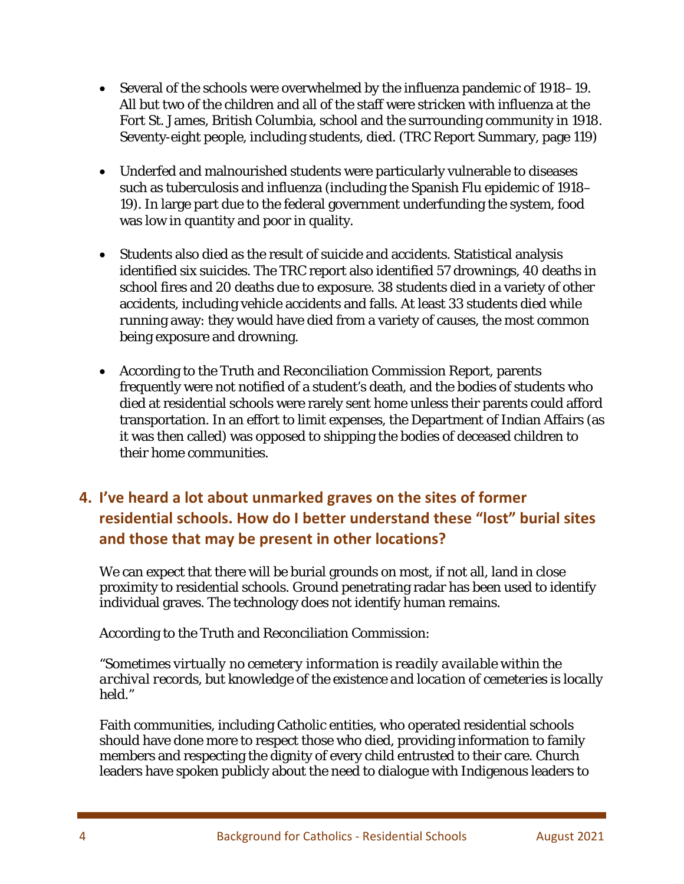- Several of the schools were overwhelmed by the influenza pandemic of 1918–19. All but two of the children and all of the staff were stricken with influenza at the Fort St. James, British Columbia, school and the surrounding community in 1918. Seventy-eight people, including students, died. (TRC Report Summary, page 119)

- Underfed and malnourished students were particularly vulnerable to diseases such as tuberculosis and influenza (including the Spanish Flu epidemic of 1918–19). In large part due to the federal government underfunding the system, food was low in quantity and poor in quality.

- Students also died as the result of suicide and accidents. Statistical analysis identified six suicides. The TRC report also identified 57 drownings, 40 deaths in school fires and 20 deaths due to exposure. 38 students died in a variety of other accidents, including vehicle accidents and falls. At least 33 students died while running away: they would have died from a variety of causes, the most common being exposure and drowning.

- According to the Truth and Reconciliation Commission Report, parents frequently were not notified of a student's death, and the bodies of students who died at residential schools were rarely sent home unless their parents could afford transportation. In an effort to limit expenses, the Department of Indian Affairs (as it was then called) was opposed to shipping the bodies of deceased children to their home communities.

## 4. I've heard a lot about unmarked graves on the sites of former residential schools. How do I better understand these "lost" burial sites and those that may be present in other locations?

We can expect that there will be burial grounds on most, if not all, land in close proximity to residential schools. Ground penetrating radar has been used to identify individual graves. The technology does not identify human remains.

According to the Truth and Reconciliation Commission:

*"Sometimes virtually no cemetery information is readily available within the archival records, but knowledge of the existence and location of cemeteries is locally held."*

Faith communities, including Catholic entities, who operated residential schools should have done more to respect those who died, providing information to family members and respecting the dignity of every child entrusted to their care. Church leaders have spoken publicly about the need to dialogue with Indigenous leaders to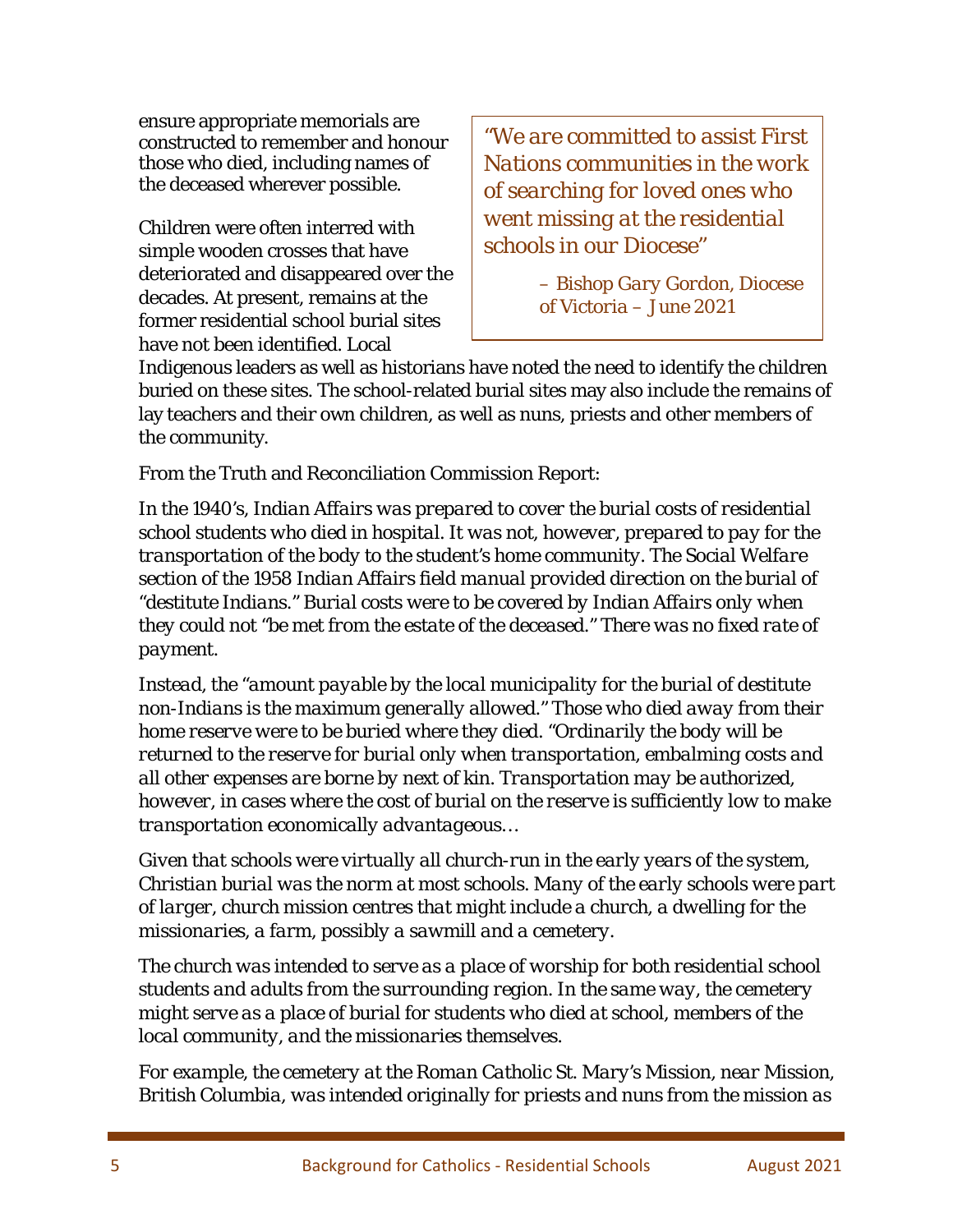ensure appropriate memorials are constructed to remember and honour those who died, including names of the deceased wherever possible.

> *"We are committed to assist First Nations communities in the work of searching for loved ones who went missing at the residential schools in our Diocese"*
>
> *– Bishop Gary Gordon, Diocese of Victoria – June 2021*

Children were often interred with simple wooden crosses that have deteriorated and disappeared over the decades. At present, remains at the former residential school burial sites have not been identified. Local Indigenous leaders as well as historians have noted the need to identify the children buried on these sites. The school-related burial sites may also include the remains of lay teachers and their own children, as well as nuns, priests and other members of the community.

From the Truth and Reconciliation Commission Report:

*In the 1940's, Indian Affairs was prepared to cover the burial costs of residential school students who died in hospital. It was not, however, prepared to pay for the transportation of the body to the student's home community. The Social Welfare section of the 1958 Indian Affairs field manual provided direction on the burial of "destitute Indians." Burial costs were to be covered by Indian Affairs only when they could not "be met from the estate of the deceased." There was no fixed rate of payment.*

*Instead, the "amount payable by the local municipality for the burial of destitute non-Indians is the maximum generally allowed." Those who died away from their home reserve were to be buried where they died. "Ordinarily the body will be returned to the reserve for burial only when transportation, embalming costs and all other expenses are borne by next of kin. Transportation may be authorized, however, in cases where the cost of burial on the reserve is sufficiently low to make transportation economically advantageous…*

*Given that schools were virtually all church-run in the early years of the system, Christian burial was the norm at most schools. Many of the early schools were part of larger, church mission centres that might include a church, a dwelling for the missionaries, a farm, possibly a sawmill and a cemetery.*

*The church was intended to serve as a place of worship for both residential school students and adults from the surrounding region. In the same way, the cemetery might serve as a place of burial for students who died at school, members of the local community, and the missionaries themselves.*

*For example, the cemetery at the Roman Catholic St. Mary's Mission, near Mission, British Columbia, was intended originally for priests and nuns from the mission as*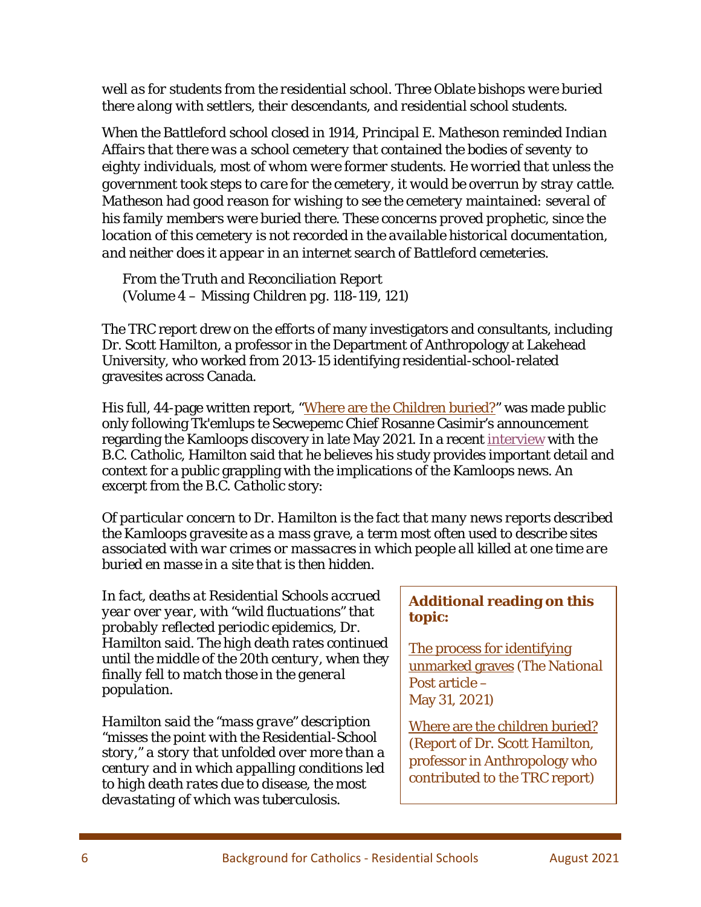*well as for students from the residential school. Three Oblate bishops were buried there along with settlers, their descendants, and residential school students.*

*When the Battleford school closed in 1914, Principal E. Matheson reminded Indian Affairs that there was a school cemetery that contained the bodies of seventy to eighty individuals, most of whom were former students. He worried that unless the government took steps to care for the cemetery, it would be overrun by stray cattle. Matheson had good reason for wishing to see the cemetery maintained: several of his family members were buried there. These concerns proved prophetic, since the location of this cemetery is not recorded in the available historical documentation, and neither does it appear in an internet search of Battleford cemeteries.*

> *From the Truth and Reconciliation Report*
> *(Volume 4 – Missing Children pg. 118-119, 121)*

The TRC report drew on the efforts of many investigators and consultants, including Dr. Scott Hamilton, a professor in the Department of Anthropology at Lakehead University, who worked from 2013-15 identifying residential-school-related gravesites across Canada.

His full, 44-page written report, "Where are the Children buried?" was made public only following Tk'emlups te Secwepemc Chief Rosanne Casimir's announcement regarding the Kamloops discovery in late May 2021. In a recent interview with the *B.C. Catholic*, Hamilton said that he believes his study provides important detail and context for a public grappling with the implications of the Kamloops news. An excerpt from the *B.C. Catholic* story:

*Of particular concern to Dr. Hamilton is the fact that many news reports described the Kamloops gravesite as a mass grave, a term most often used to describe sites associated with war crimes or massacres in which people all killed at one time are buried en masse in a site that is then hidden.*

*In fact, deaths at Residential Schools accrued year over year, with "wild fluctuations" that probably reflected periodic epidemics, Dr. Hamilton said. The high death rates continued until the middle of the 20th century, when they finally fell to match those in the general population.*

*Hamilton said the "mass grave" description "misses the point with the Residential-School story," a story that unfolded over more than a century and in which appalling conditions led to high death rates due to disease, the most devastating of which was tuberculosis.*

**Additional reading on this topic:**

The process for identifying unmarked graves (*The National Post* article – May 31, 2021)

Where are the children buried? (Report of Dr. Scott Hamilton, professor in Anthropology who contributed to the TRC report)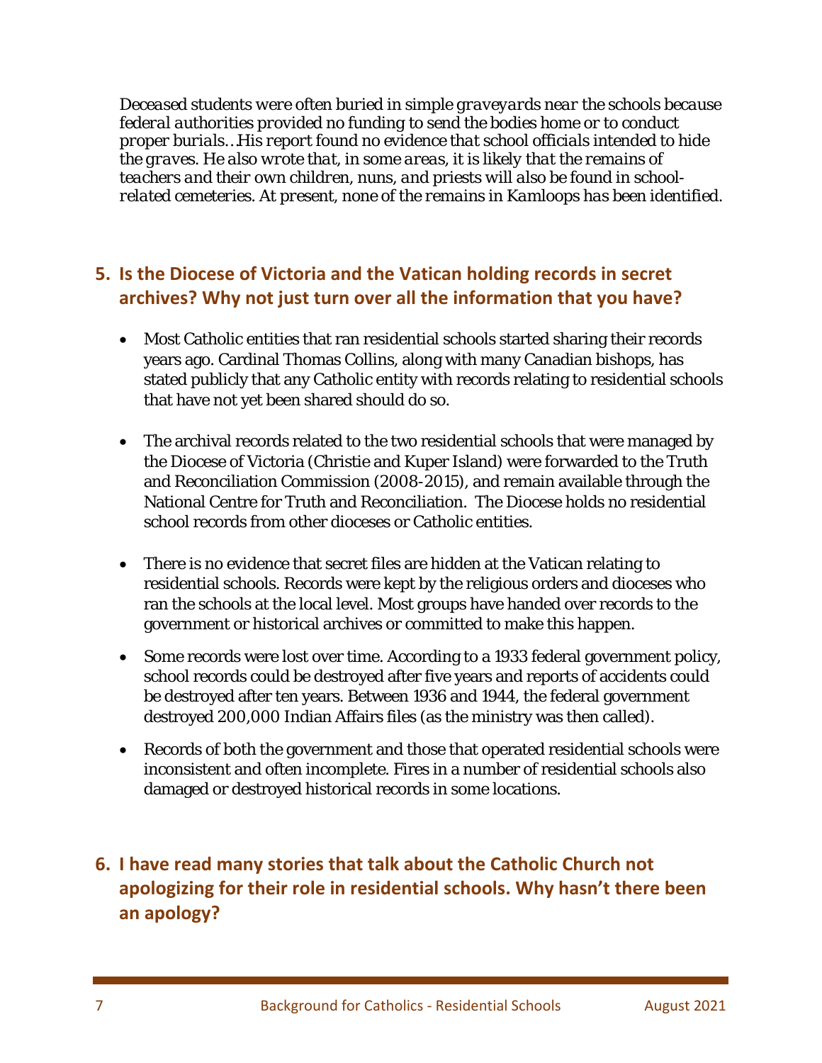*Deceased students were often buried in simple graveyards near the schools because federal authorities provided no funding to send the bodies home or to conduct proper burials…His report found no evidence that school officials intended to hide the graves. He also wrote that, in some areas, it is likely that the remains of teachers and their own children, nuns, and priests will also be found in school-related cemeteries. At present, none of the remains in Kamloops has been identified.*

## 5. Is the Diocese of Victoria and the Vatican holding records in secret archives? Why not just turn over all the information that you have?

- Most Catholic entities that ran residential schools started sharing their records years ago. Cardinal Thomas Collins, along with many Canadian bishops, has stated publicly that any Catholic entity with records relating to residential schools that have not yet been shared should do so.
- The archival records related to the two residential schools that were managed by the Diocese of Victoria (Christie and Kuper Island) were forwarded to the Truth and Reconciliation Commission (2008-2015), and remain available through the National Centre for Truth and Reconciliation. The Diocese holds no residential school records from other dioceses or Catholic entities.
- There is no evidence that secret files are hidden at the Vatican relating to residential schools. Records were kept by the religious orders and dioceses who ran the schools at the local level. Most groups have handed over records to the government or historical archives or committed to make this happen.
- Some records were lost over time. According to a 1933 federal government policy, school records could be destroyed after five years and reports of accidents could be destroyed after ten years. Between 1936 and 1944, the federal government destroyed 200,000 Indian Affairs files (as the ministry was then called).
- Records of both the government and those that operated residential schools were inconsistent and often incomplete. Fires in a number of residential schools also damaged or destroyed historical records in some locations.

## 6. I have read many stories that talk about the Catholic Church not apologizing for their role in residential schools. Why hasn't there been an apology?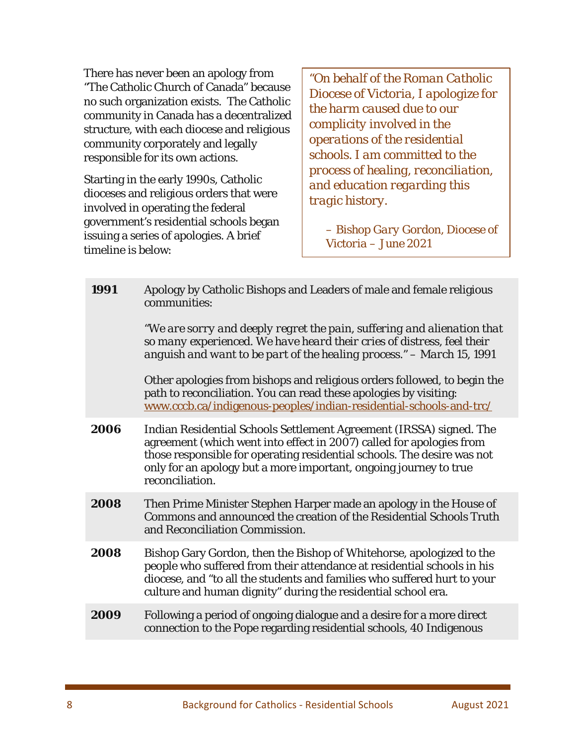There has never been an apology from "The Catholic Church of Canada" because no such organization exists. The Catholic community in Canada has a decentralized structure, with each diocese and religious community corporately and legally responsible for its own actions.

Starting in the early 1990s, Catholic dioceses and religious orders that were involved in operating the federal government's residential schools began issuing a series of apologies. A brief timeline is below:

> *"On behalf of the Roman Catholic Diocese of Victoria, I apologize for the harm caused due to our complicity involved in the operations of the residential schools. I am committed to the process of healing, reconciliation, and education regarding this tragic history.*
>
> *– Bishop Gary Gordon, Diocese of Victoria – June 2021*

| | |
|---|---|
| **1991** | Apology by Catholic Bishops and Leaders of male and female religious communities:<br><br>*"We are sorry and deeply regret the pain, suffering and alienation that so many experienced. We have heard their cries of distress, feel their anguish and want to be part of the healing process." – March 15, 1991*<br><br>Other apologies from bishops and religious orders followed, to begin the path to reconciliation. You can read these apologies by visiting: www.cccb.ca/indigenous-peoples/indian-residential-schools-and-trc/ |
| **2006** | Indian Residential Schools Settlement Agreement (IRSSA) signed. The agreement (which went into effect in 2007) called for apologies from those responsible for operating residential schools. The desire was not only for an apology but a more important, ongoing journey to true reconciliation. |
| **2008** | Then Prime Minister Stephen Harper made an apology in the House of Commons and announced the creation of the Residential Schools Truth and Reconciliation Commission. |
| **2008** | Bishop Gary Gordon, then the Bishop of Whitehorse, apologized to the people who suffered from their attendance at residential schools in his diocese, and "to all the students and families who suffered hurt to your culture and human dignity" during the residential school era. |
| **2009** | Following a period of ongoing dialogue and a desire for a more direct connection to the Pope regarding residential schools, 40 Indigenous |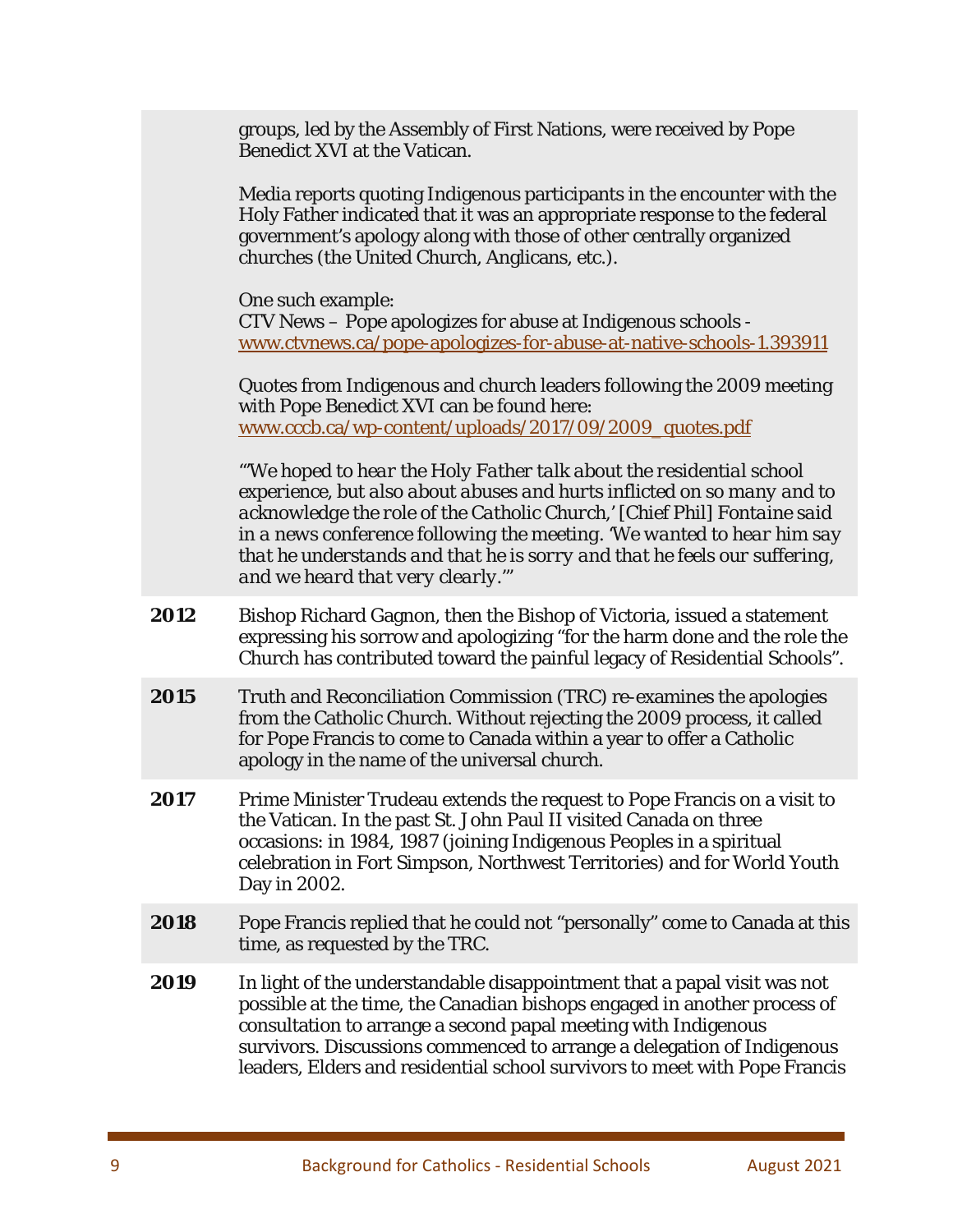| | |
|---|---|
| | groups, led by the Assembly of First Nations, were received by Pope Benedict XVI at the Vatican.<br><br>Media reports quoting Indigenous participants in the encounter with the Holy Father indicated that it was an appropriate response to the federal government's apology along with those of other centrally organized churches (the United Church, Anglicans, etc.).<br><br>One such example:<br>CTV News – Pope apologizes for abuse at Indigenous schools - [www.ctvnews.ca/pope-apologizes-for-abuse-at-native-schools-1.393911](www.ctvnews.ca/pope-apologizes-for-abuse-at-native-schools-1.393911)<br><br>Quotes from Indigenous and church leaders following the 2009 meeting with Pope Benedict XVI can be found here:<br>[www.cccb.ca/wp-content/uploads/2017/09/2009_quotes.pdf](www.cccb.ca/wp-content/uploads/2017/09/2009_quotes.pdf)<br><br>*"'We hoped to hear the Holy Father talk about the residential school experience, but also about abuses and hurts inflicted on so many and to acknowledge the role of the Catholic Church,' [Chief Phil] Fontaine said in a news conference following the meeting. 'We wanted to hear him say that he understands and that he is sorry and that he feels our suffering, and we heard that very clearly.'"* |
| **2012** | Bishop Richard Gagnon, then the Bishop of Victoria, issued a statement expressing his sorrow and apologizing "for the harm done and the role the Church has contributed toward the painful legacy of Residential Schools". |
| **2015** | Truth and Reconciliation Commission (TRC) re-examines the apologies from the Catholic Church. Without rejecting the 2009 process, it called for Pope Francis to come to Canada within a year to offer a Catholic apology in the name of the universal church. |
| **2017** | Prime Minister Trudeau extends the request to Pope Francis on a visit to the Vatican. In the past St. John Paul II visited Canada on three occasions: in 1984, 1987 (joining Indigenous Peoples in a spiritual celebration in Fort Simpson, Northwest Territories) and for World Youth Day in 2002. |
| **2018** | Pope Francis replied that he could not "personally" come to Canada at this time, as requested by the TRC. |
| **2019** | In light of the understandable disappointment that a papal visit was not possible at the time, the Canadian bishops engaged in another process of consultation to arrange a second papal meeting with Indigenous survivors. Discussions commenced to arrange a delegation of Indigenous leaders, Elders and residential school survivors to meet with Pope Francis |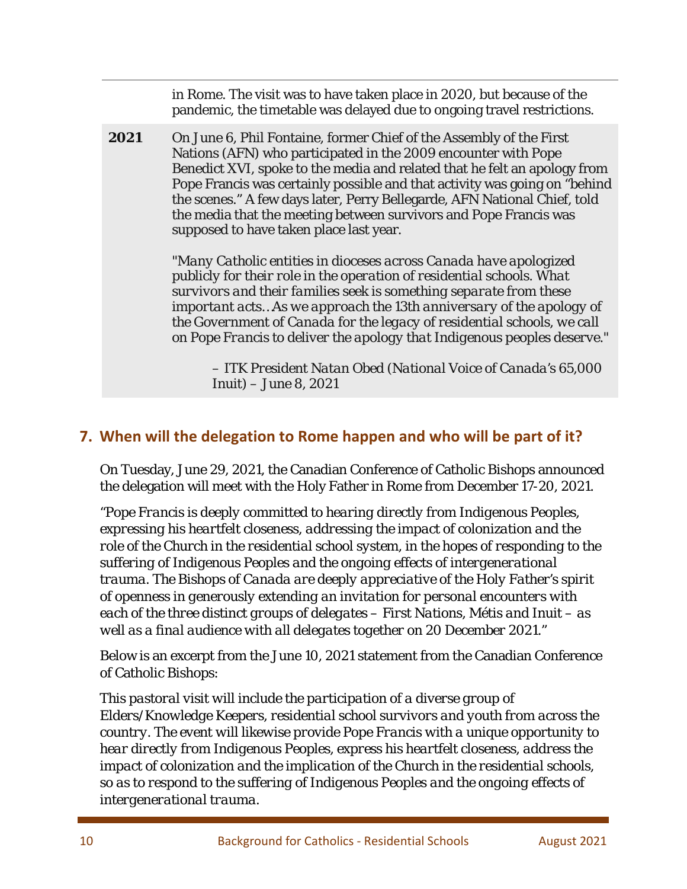in Rome. The visit was to have taken place in 2020, but because of the pandemic, the timetable was delayed due to ongoing travel restrictions.

**2021** On June 6, Phil Fontaine, former Chief of the Assembly of the First Nations (AFN) who participated in the 2009 encounter with Pope Benedict XVI, spoke to the media and related that he felt an apology from Pope Francis was certainly possible and that activity was going on "behind the scenes." A few days later, Perry Bellegarde, AFN National Chief, told the media that the meeting between survivors and Pope Francis was supposed to have taken place last year.

*"Many Catholic entities in dioceses across Canada have apologized publicly for their role in the operation of residential schools. What survivors and their families seek is something separate from these important acts…As we approach the 13th anniversary of the apology of the Government of Canada for the legacy of residential schools, we call on Pope Francis to deliver the apology that Indigenous peoples deserve."*

*– ITK President Natan Obed (National Voice of Canada's 65,000 Inuit) – June 8, 2021*

## 7. When will the delegation to Rome happen and who will be part of it?

On Tuesday, June 29, 2021, the Canadian Conference of Catholic Bishops announced the delegation will meet with the Holy Father in Rome from December 17-20, 2021.

*"Pope Francis is deeply committed to hearing directly from Indigenous Peoples, expressing his heartfelt closeness, addressing the impact of colonization and the role of the Church in the residential school system, in the hopes of responding to the suffering of Indigenous Peoples and the ongoing effects of intergenerational trauma. The Bishops of Canada are deeply appreciative of the Holy Father's spirit of openness in generously extending an invitation for personal encounters with each of the three distinct groups of delegates – First Nations, Métis and Inuit – as well as a final audience with all delegates together on 20 December 2021."*

Below is an excerpt from the June 10, 2021 statement from the Canadian Conference of Catholic Bishops:

*This pastoral visit will include the participation of a diverse group of Elders/Knowledge Keepers, residential school survivors and youth from across the country. The event will likewise provide Pope Francis with a unique opportunity to hear directly from Indigenous Peoples, express his heartfelt closeness, address the impact of colonization and the implication of the Church in the residential schools, so as to respond to the suffering of Indigenous Peoples and the ongoing effects of intergenerational trauma.*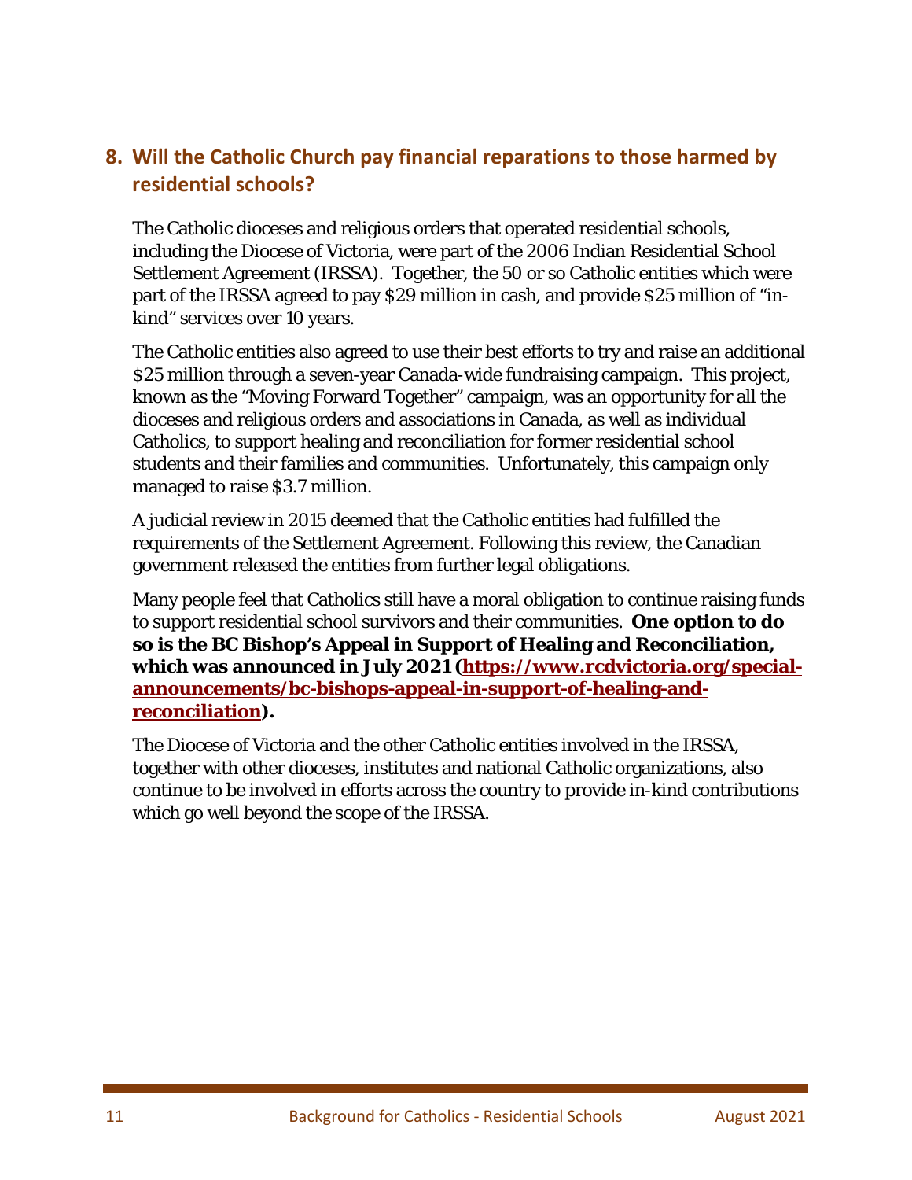## 8. Will the Catholic Church pay financial reparations to those harmed by residential schools?

The Catholic dioceses and religious orders that operated residential schools, including the Diocese of Victoria, were part of the 2006 Indian Residential School Settlement Agreement (IRSSA). Together, the 50 or so Catholic entities which were part of the IRSSA agreed to pay $29 million in cash, and provide $25 million of "in-kind" services over 10 years.

The Catholic entities also agreed to use their best efforts to try and raise an additional $25 million through a seven-year Canada-wide fundraising campaign. This project, known as the "Moving Forward Together" campaign, was an opportunity for all the dioceses and religious orders and associations in Canada, as well as individual Catholics, to support healing and reconciliation for former residential school students and their families and communities. Unfortunately, this campaign only managed to raise $3.7 million.

A judicial review in 2015 deemed that the Catholic entities had fulfilled the requirements of the Settlement Agreement. Following this review, the Canadian government released the entities from further legal obligations.

Many people feel that Catholics still have a moral obligation to continue raising funds to support residential school survivors and their communities. **One option to do so is the BC Bishop's Appeal in Support of Healing and Reconciliation, which was announced in July 2021 ([https://www.rcdvictoria.org/special-announcements/bc-bishops-appeal-in-support-of-healing-and-reconciliation](https://www.rcdvictoria.org/special-announcements/bc-bishops-appeal-in-support-of-healing-and-reconciliation)).**

The Diocese of Victoria and the other Catholic entities involved in the IRSSA, together with other dioceses, institutes and national Catholic organizations, also continue to be involved in efforts across the country to provide in-kind contributions which go well beyond the scope of the IRSSA.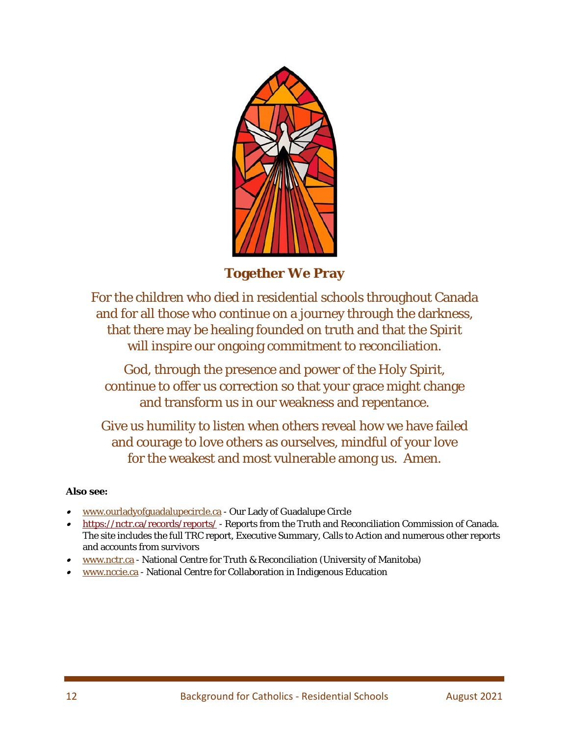## Together We Pray

For the children who died in residential schools throughout Canada and for all those who continue on a journey through the darkness, that there may be healing founded on truth and that the Spirit will inspire our ongoing commitment to reconciliation.

God, through the presence and power of the Holy Spirit, continue to offer us correction so that your grace might change and transform us in our weakness and repentance.

Give us humility to listen when others reveal how we have failed and courage to love others as ourselves, mindful of your love for the weakest and most vulnerable among us. Amen.

**Also see:**

- www.ourladyofguadalupecircle.ca - Our Lady of Guadalupe Circle
- https://nctr.ca/records/reports/ - Reports from the Truth and Reconciliation Commission of Canada. The site includes the full TRC report, Executive Summary, Calls to Action and numerous other reports and accounts from survivors
- www.nctr.ca - National Centre for Truth & Reconciliation (University of Manitoba)
- www.nccie.ca - National Centre for Collaboration in Indigenous Education